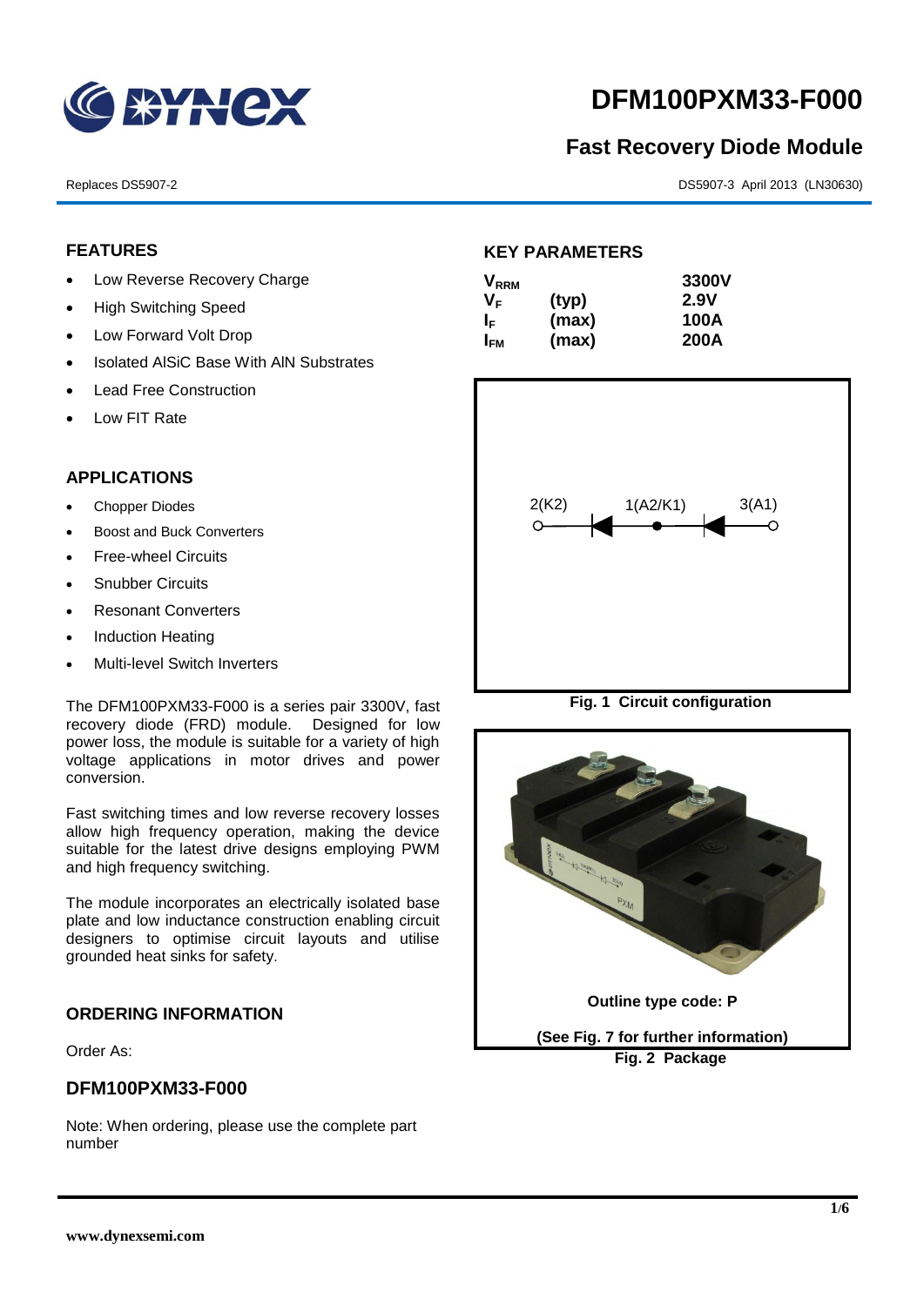# DFM100PXM33-F000

## Fast Recovery Diode Module

Replaces DS5907-2

DS5907-3 April 2013 (LN30630)

### FEATURES

- Low Reverse Recovery Charge
- High Switching Speed
- Low Forward Volt Drop
- Isolated AlSiC Base With AlN Substrates
- Lead Free Construction
- Low FIT Rate

### APPLICATIONS

- Chopper Diodes
- Boost and Buck Converters
- Free-wheel Circuits
- Snubber Circuits
- Resonant Converters
- Induction Heating
- Multi-level Switch Inverters

The DFM100PXM33-F000 is a series pair 3300V, fast recovery diode (FRD) module. Designed for low power loss, the module is suitable for a variety of high voltage applications in motor drives and power conversion.

Fast switching times and low reverse recovery losses allow high frequency operation, making the device suitable for the latest drive designs employing PWM and high frequency switching.

The module incorporates an electrically isolated base plate and low inductance construction enabling circuit designers to optimise circuit layouts and utilise grounded heat sinks for safety.

### ORDERING INFORMATION

Order As:

### DFM100PXM33-F000

Note: When ordering, please use the complete part number

### KEY PARAMETERS

| | | |
|---|---|---|
| $V_{RRM}$ | | 3300V |
| $V_F$ | (typ) | 2.9V |
| $I_F$ | (max) | 100A |
| $I_{FM}$ | (max) | 200A |

2(K2) 1(A2/K1) 3(A1)

**Fig. 1 Circuit configuration**

**Outline type code: P**

**(See Fig. 7 for further information)**

**Fig. 2 Package**

www.dynexsemi.com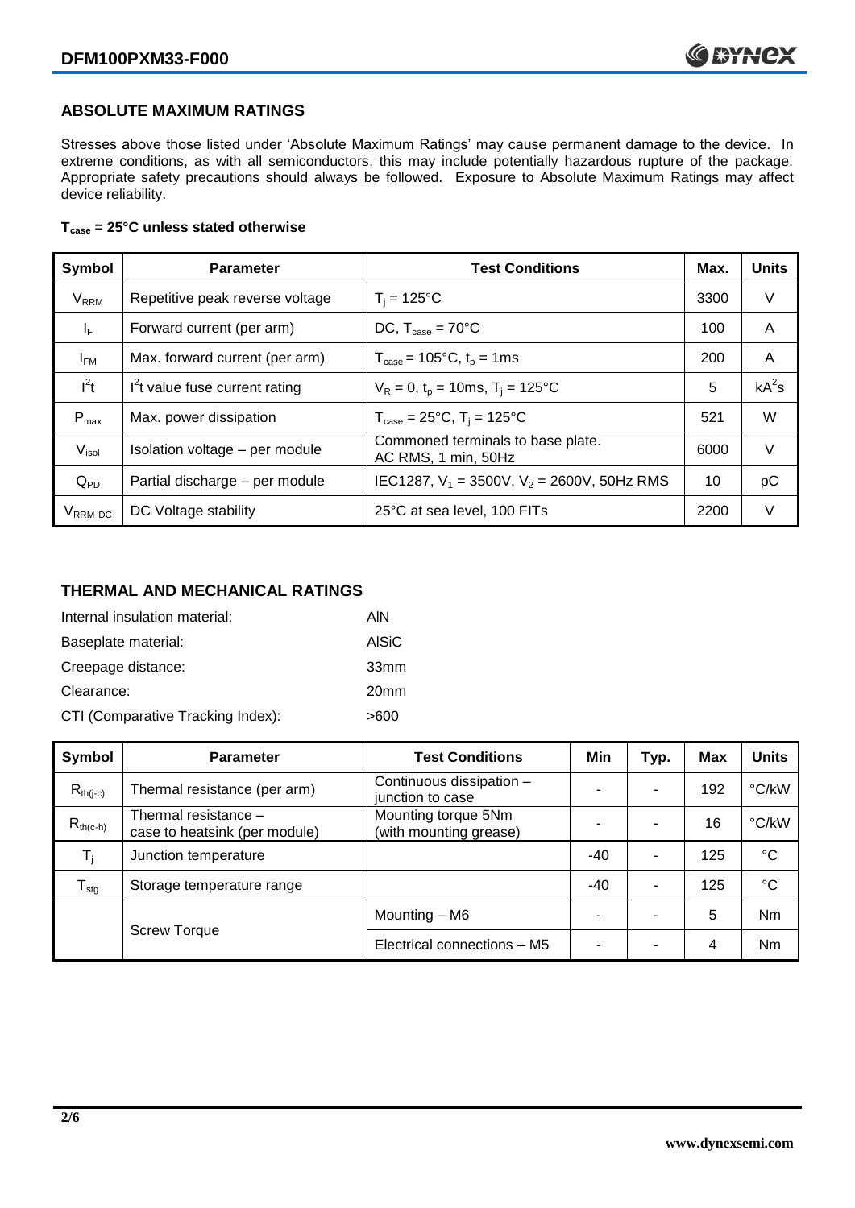## ABSOLUTE MAXIMUM RATINGS

Stresses above those listed under 'Absolute Maximum Ratings' may cause permanent damage to the device. In extreme conditions, as with all semiconductors, this may include potentially hazardous rupture of the package. Appropriate safety precautions should always be followed. Exposure to Absolute Maximum Ratings may affect device reliability.

**$T_{case}$ = 25°C unless stated otherwise**

| Symbol | Parameter | Test Conditions | Max. | Units |
|---|---|---|---|---|
| $V_{RRM}$ | Repetitive peak reverse voltage | $T_j$ = 125°C | 3300 | V |
| $I_F$ | Forward current (per arm) | DC, $T_{case}$ = 70°C | 100 | A |
| $I_{FM}$ | Max. forward current (per arm) | $T_{case}$ = 105°C, $t_p$ = 1ms | 200 | A |
| $I^2t$ | $I^2t$ value fuse current rating | $V_R$ = 0, $t_p$ = 10ms, $T_j$ = 125°C | 5 | $kA^2s$ |
| $P_{max}$ | Max. power dissipation | $T_{case}$ = 25°C, $T_j$ = 125°C | 521 | W |
| $V_{isol}$ | Isolation voltage – per module | Commoned terminals to base plate. AC RMS, 1 min, 50Hz | 6000 | V |
| $Q_{PD}$ | Partial discharge – per module | IEC1287, $V_1$ = 3500V, $V_2$ = 2600V, 50Hz RMS | 10 | pC |
| $V_{RRM\ DC}$ | DC Voltage stability | 25°C at sea level, 100 FITs | 2200 | V |

## THERMAL AND MECHANICAL RATINGS

| | |
|---|---|
| Internal insulation material: | AlN |
| Baseplate material: | AlSiC |
| Creepage distance: | 33mm |
| Clearance: | 20mm |
| CTI (Comparative Tracking Index): | >600 |

| Symbol | Parameter | Test Conditions | Min | Typ. | Max | Units |
|---|---|---|---|---|---|---|
| $R_{th(j-c)}$ | Thermal resistance (per arm) | Continuous dissipation – junction to case | - | - | 192 | °C/kW |
| $R_{th(c-h)}$ | Thermal resistance – case to heatsink (per module) | Mounting torque 5Nm (with mounting grease) | - | - | 16 | °C/kW |
| $T_j$ | Junction temperature | | -40 | - | 125 | °C |
| $T_{stg}$ | Storage temperature range | | -40 | - | 125 | °C |
| | Screw Torque | Mounting – M6 | - | - | 5 | Nm |
| | | Electrical connections – M5 | - | - | 4 | Nm |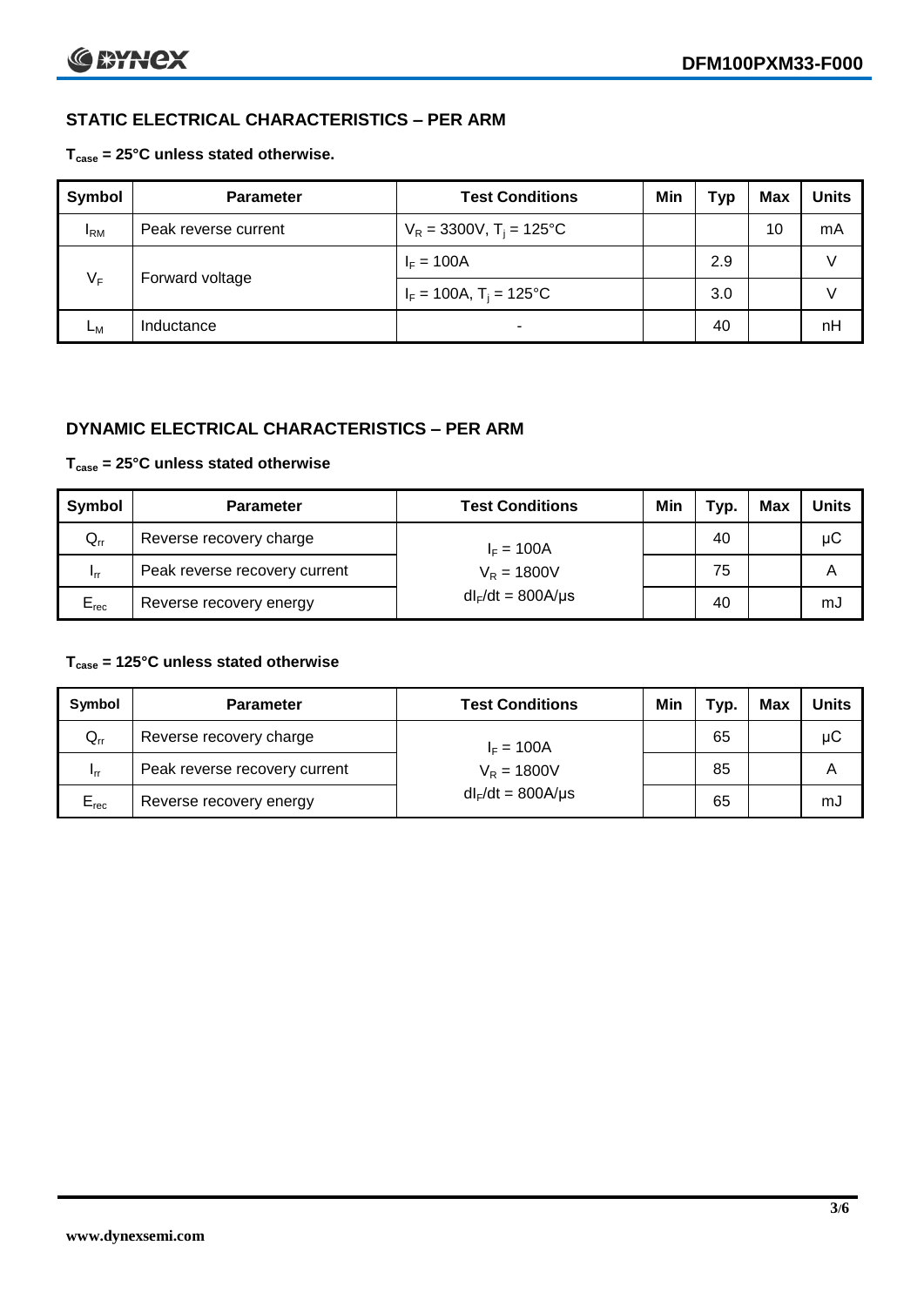## STATIC ELECTRICAL CHARACTERISTICS – PER ARM

**$T_{case}$ = 25°C unless stated otherwise.**

| Symbol | Parameter | Test Conditions | Min | Typ | Max | Units |
|---|---|---|---|---|---|---|
| $I_{RM}$ | Peak reverse current | $V_R$ = 3300V, $T_j$ = 125°C | | | 10 | mA |
| $V_F$ | Forward voltage | $I_F$ = 100A | | 2.9 | | V |
| | | $I_F$ = 100A, $T_j$ = 125°C | | 3.0 | | V |
| $L_M$ | Inductance | - | | 40 | | nH |

## DYNAMIC ELECTRICAL CHARACTERISTICS – PER ARM

**$T_{case}$ = 25°C unless stated otherwise**

| Symbol | Parameter | Test Conditions | Min | Typ. | Max | Units |
|---|---|---|---|---|---|---|
| $Q_{rr}$ | Reverse recovery charge | $I_F$ = 100A | | 40 | | μC |
| $I_{rr}$ | Peak reverse recovery current | $V_R$ = 1800V | | 75 | | A |
| $E_{rec}$ | Reverse recovery energy | $dI_F/dt$ = 800A/μs | | 40 | | mJ |

**$T_{case}$ = 125°C unless stated otherwise**

| Symbol | Parameter | Test Conditions | Min | Typ. | Max | Units |
|---|---|---|---|---|---|---|
| $Q_{rr}$ | Reverse recovery charge | $I_F$ = 100A | | 65 | | μC |
| $I_{rr}$ | Peak reverse recovery current | $V_R$ = 1800V | | 85 | | A |
| $E_{rec}$ | Reverse recovery energy | $dI_F/dt$ = 800A/μs | | 65 | | mJ |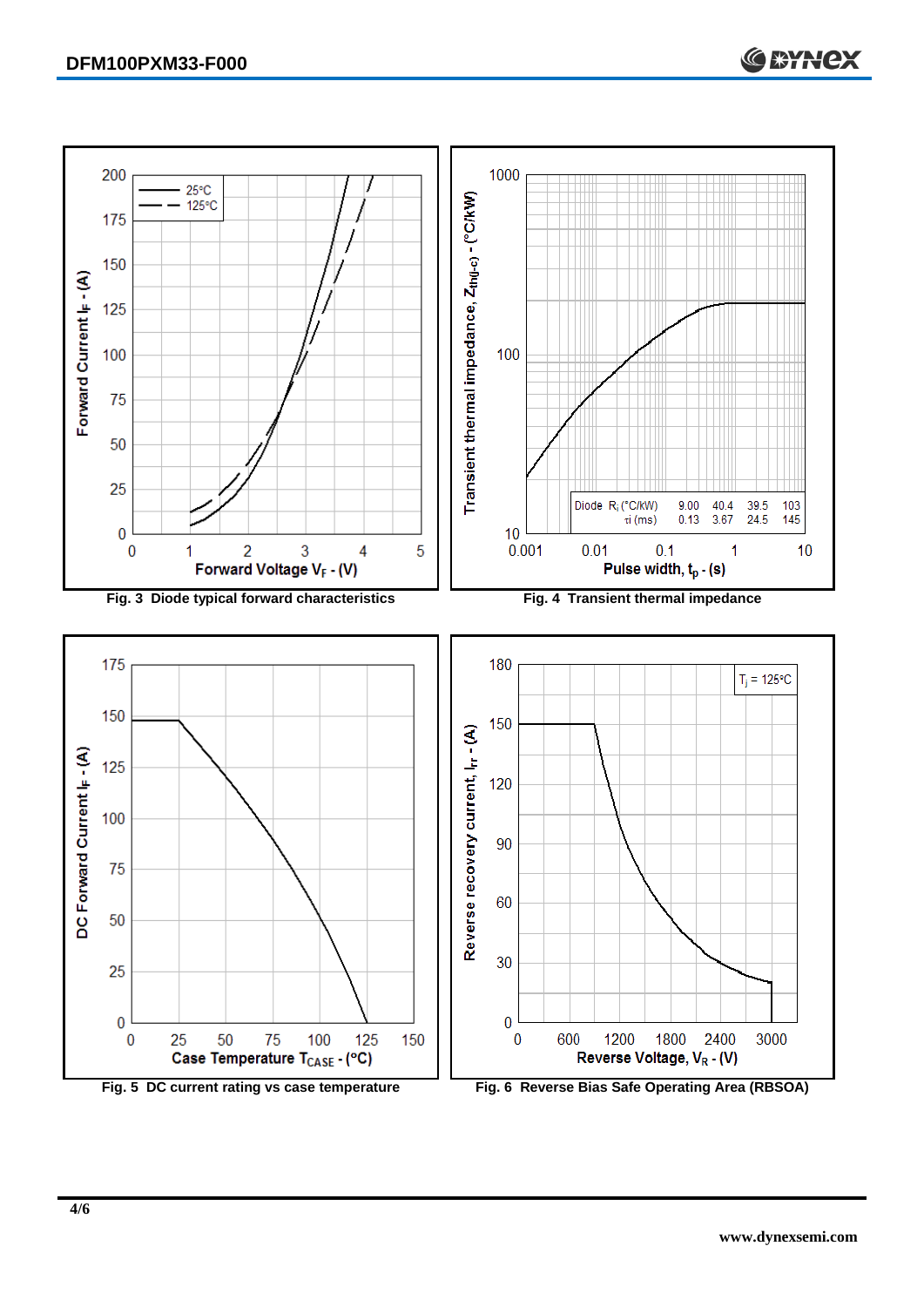Fig. 3 Diode typical forward characteristics

Fig. 4 Transient thermal impedance

| Diode | | | | | |
|---|---|---|---|---|---|
| $R_i$ (°C/kW) | 9.00 | 40.4 | 39.5 | 103 |
| $\tau_i$ (ms) | 0.13 | 3.67 | 24.5 | 145 |

Fig. 5 DC current rating vs case temperature

Fig. 6 Reverse Bias Safe Operating Area (RBSOA)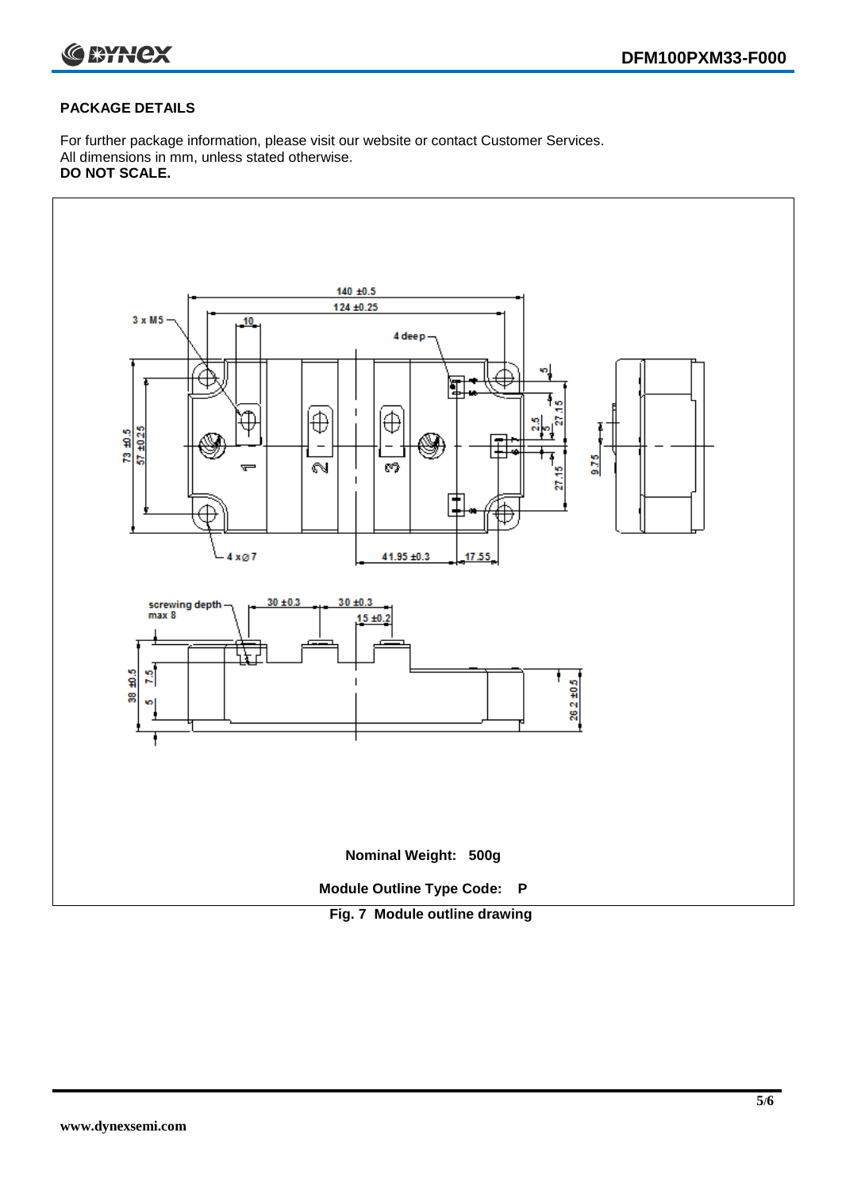## PACKAGE DETAILS

For further package information, please visit our website or contact Customer Services.
All dimensions in mm, unless stated otherwise.
**DO NOT SCALE.**

**Nominal Weight: 500g**

**Module Outline Type Code: P**

**Fig. 7 Module outline drawing**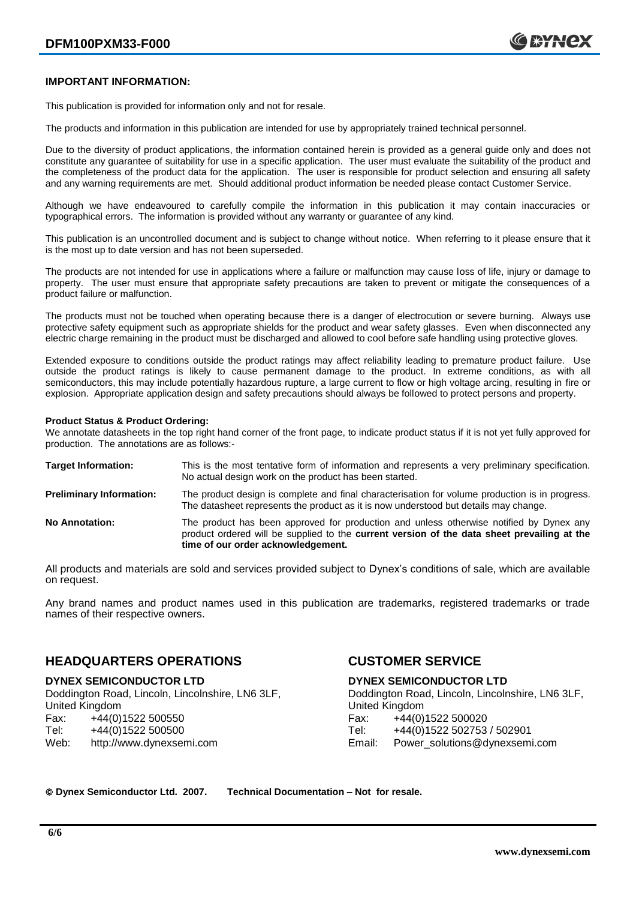### IMPORTANT INFORMATION:

This publication is provided for information only and not for resale.

The products and information in this publication are intended for use by appropriately trained technical personnel.

Due to the diversity of product applications, the information contained herein is provided as a general guide only and does not constitute any guarantee of suitability for use in a specific application. The user must evaluate the suitability of the product and the completeness of the product data for the application. The user is responsible for product selection and ensuring all safety and any warning requirements are met. Should additional product information be needed please contact Customer Service.

Although we have endeavoured to carefully compile the information in this publication it may contain inaccuracies or typographical errors. The information is provided without any warranty or guarantee of any kind.

This publication is an uncontrolled document and is subject to change without notice. When referring to it please ensure that it is the most up to date version and has not been superseded.

The products are not intended for use in applications where a failure or malfunction may cause loss of life, injury or damage to property. The user must ensure that appropriate safety precautions are taken to prevent or mitigate the consequences of a product failure or malfunction.

The products must not be touched when operating because there is a danger of electrocution or severe burning. Always use protective safety equipment such as appropriate shields for the product and wear safety glasses. Even when disconnected any electric charge remaining in the product must be discharged and allowed to cool before safe handling using protective gloves.

Extended exposure to conditions outside the product ratings may affect reliability leading to premature product failure. Use outside the product ratings is likely to cause permanent damage to the product. In extreme conditions, as with all semiconductors, this may include potentially hazardous rupture, a large current to flow or high voltage arcing, resulting in fire or explosion. Appropriate application design and safety precautions should always be followed to protect persons and property.

**Product Status & Product Ordering:**
We annotate datasheets in the top right hand corner of the front page, to indicate product status if it is not yet fully approved for production. The annotations are as follows:-

| | |
|---|---|
| **Target Information:** | This is the most tentative form of information and represents a very preliminary specification. No actual design work on the product has been started. |
| **Preliminary Information:** | The product design is complete and final characterisation for volume production is in progress. The datasheet represents the product as it is now understood but details may change. |
| **No Annotation:** | The product has been approved for production and unless otherwise notified by Dynex any product ordered will be supplied to the **current version of the data sheet prevailing at the time of our order acknowledgement.** |

All products and materials are sold and services provided subject to Dynex's conditions of sale, which are available on request.

Any brand names and product names used in this publication are trademarks, registered trademarks or trade names of their respective owners.

## HEADQUARTERS OPERATIONS

**DYNEX SEMICONDUCTOR LTD**
Doddington Road, Lincoln, Lincolnshire, LN6 3LF,
United Kingdom
Fax: +44(0)1522 500550
Tel: +44(0)1522 500500
Web: http://www.dynexsemi.com

## CUSTOMER SERVICE

**DYNEX SEMICONDUCTOR LTD**
Doddington Road, Lincoln, Lincolnshire, LN6 3LF,
United Kingdom
Fax: +44(0)1522 500020
Tel: +44(0)1522 502753 / 502901
Email: Power_solutions@dynexsemi.com

**© Dynex Semiconductor Ltd. 2007. Technical Documentation – Not for resale.**